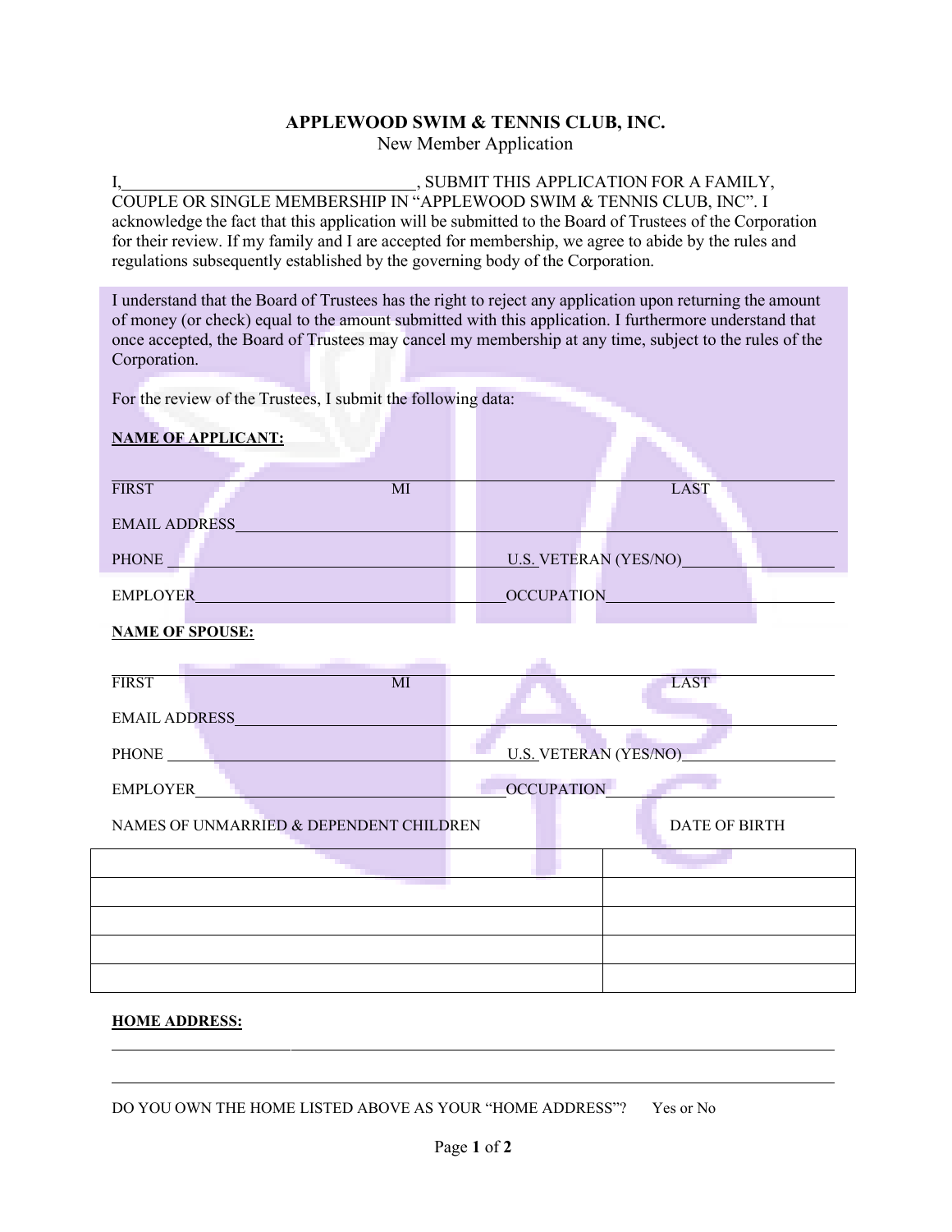# APPLEWOOD SWIM & TENNIS CLUB, INC.

New Member Application

I,\_\_\_\_\_\_\_\_\_\_\_\_\_\_\_\_\_\_\_\_\_\_\_\_\_\_\_\_\_\_\_\_\_\_\_, SUBMIT THIS APPLICATION FOR A FAMILY, COUPLE OR SINGLE MEMBERSHIP IN "APPLEWOOD SWIM & TENNIS CLUB, INC". I acknowledge the fact that this application will be submitted to the Board of Trustees of the Corporation for their review. If my family and I are accepted for membership, we agree to abide by the rules and regulations subsequently established by the governing body of the Corporation.

I understand that the Board of Trustees has the right to reject any application upon returning the amount of money (or check) equal to the amount submitted with this application. I furthermore understand that once accepted, the Board of Trustees may cancel my membership at any time, subject to the rules of the Corporation.

For the review of the Trustees, I submit the following data:

**NAME OF APPLICANT:**

\_\_\_\_\_\_\_\_\_\_\_\_\_\_\_\_\_\_\_\_\_\_\_\_\_\_\_\_\_\_\_\_\_\_\_\_\_\_\_\_\_\_\_\_\_\_\_\_\_\_\_\_\_\_\_\_\_\_\_\_\_\_\_\_\_\_\_\_

FIRST MI LAST

EMAIL ADDRESS\_\_\_\_\_\_\_\_\_\_\_\_\_\_\_\_\_\_\_\_\_\_\_\_\_\_\_\_\_\_\_\_\_\_\_\_\_\_\_\_\_\_\_\_\_\_\_\_\_\_\_\_\_\_\_\_

PHONE \_\_\_\_\_\_\_\_\_\_\_\_\_\_\_\_\_\_\_\_\_\_\_\_\_\_\_\_\_\_\_\_ U.S. VETERAN (YES/NO)\_\_\_\_\_\_\_\_\_\_\_\_\_\_\_

EMPLOYER\_\_\_\_\_\_\_\_\_\_\_\_\_\_\_\_\_\_\_\_\_\_\_\_\_\_\_\_\_\_\_\_ OCCUPATION\_\_\_\_\_\_\_\_\_\_\_\_\_\_\_\_\_\_\_\_\_\_\_

**NAME OF SPOUSE:**

\_\_\_\_\_\_\_\_\_\_\_\_\_\_\_\_\_\_\_\_\_\_\_\_\_\_\_\_\_\_\_\_\_\_\_\_\_\_\_\_\_\_\_\_\_\_\_\_\_\_\_\_\_\_\_\_\_\_\_\_\_\_\_\_\_\_\_\_

FIRST MI LAST

EMAIL ADDRESS\_\_\_\_\_\_\_\_\_\_\_\_\_\_\_\_\_\_\_\_\_\_\_\_\_\_\_\_\_\_\_\_\_\_\_\_\_\_\_\_\_\_\_\_\_\_\_\_\_\_\_\_\_\_\_\_

PHONE \_\_\_\_\_\_\_\_\_\_\_\_\_\_\_\_\_\_\_\_\_\_\_\_\_\_\_\_\_\_\_\_ U.S. VETERAN (YES/NO)\_\_\_\_\_\_\_\_\_\_\_\_\_\_\_

EMPLOYER\_\_\_\_\_\_\_\_\_\_\_\_\_\_\_\_\_\_\_\_\_\_\_\_\_\_\_\_\_\_\_\_ OCCUPATION\_\_\_\_\_\_\_\_\_\_\_\_\_\_\_\_\_\_\_\_\_\_\_

| NAMES OF UNMARRIED & DEPENDENT CHILDREN | DATE OF BIRTH |
|---|---|
| | |
| | |
| | |
| | |
| | |

**HOME ADDRESS:**

\_\_\_\_\_\_\_\_\_\_\_\_\_\_\_\_\_\_\_\_\_\_\_\_\_\_\_\_\_\_\_\_\_\_\_\_\_\_\_\_\_\_\_\_\_\_\_\_\_\_\_\_\_\_\_\_\_\_\_\_\_\_\_\_\_\_\_\_

\_\_\_\_\_\_\_\_\_\_\_\_\_\_\_\_\_\_\_\_\_\_\_\_\_\_\_\_\_\_\_\_\_\_\_\_\_\_\_\_\_\_\_\_\_\_\_\_\_\_\_\_\_\_\_\_\_\_\_\_\_\_\_\_\_\_\_\_

DO YOU OWN THE HOME LISTED ABOVE AS YOUR "HOME ADDRESS"? Yes or No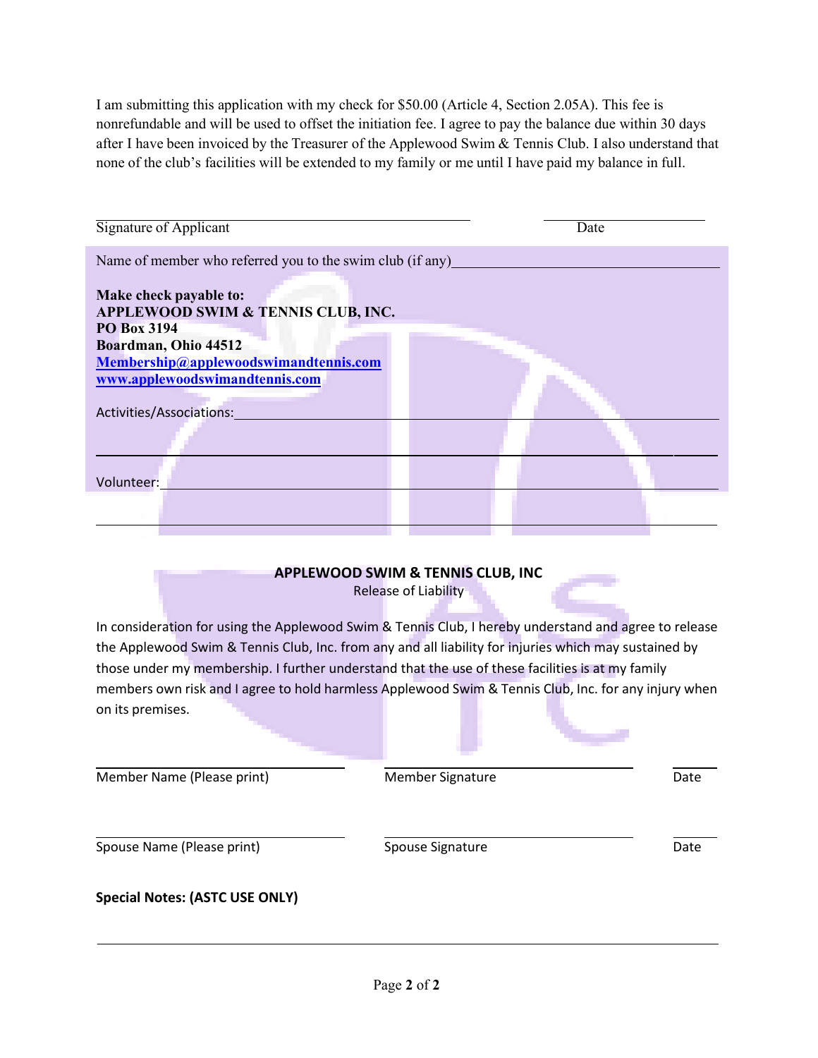I am submitting this application with my check for $50.00 (Article 4, Section 2.05A). This fee is nonrefundable and will be used to offset the initiation fee. I agree to pay the balance due within 30 days after I have been invoiced by the Treasurer of the Applewood Swim & Tennis Club. I also understand that none of the club's facilities will be extended to my family or me until I have paid my balance in full.

\_\_\_\_\_\_\_\_\_\_\_\_\_\_\_\_\_\_\_\_\_\_\_\_\_\_\_\_\_\_\_\_\_\_\_\_\_\_\_\_ \_\_\_\_\_\_\_\_\_\_\_\_\_\_\_\_\_\_
Signature of Applicant Date

Name of member who referred you to the swim club (if any)\_\_\_\_\_\_\_\_\_\_\_\_\_\_\_\_\_\_\_\_\_\_\_\_\_\_\_\_\_\_

**Make check payable to:**
**APPLEWOOD SWIM & TENNIS CLUB, INC.**
**PO Box 3194**
**Boardman, Ohio 44512**
**Membership@applewoodswimandtennis.com**
**www.applewoodswimandtennis.com**

Activities/Associations:\_\_\_\_\_\_\_\_\_\_\_\_\_\_\_\_\_\_\_\_\_\_\_\_\_\_\_\_\_\_\_\_\_\_\_\_\_\_\_\_\_\_\_\_\_\_\_\_\_\_\_\_\_\_\_\_

\_\_\_\_\_\_\_\_\_\_\_\_\_\_\_\_\_\_\_\_\_\_\_\_\_\_\_\_\_\_\_\_\_\_\_\_\_\_\_\_\_\_\_\_\_\_\_\_\_\_\_\_\_\_\_\_\_\_\_\_\_\_\_\_\_\_\_\_\_\_\_\_\_\_\_

Volunteer:\_\_\_\_\_\_\_\_\_\_\_\_\_\_\_\_\_\_\_\_\_\_\_\_\_\_\_\_\_\_\_\_\_\_\_\_\_\_\_\_\_\_\_\_\_\_\_\_\_\_\_\_\_\_\_\_\_\_\_\_\_\_\_\_\_\_

\_\_\_\_\_\_\_\_\_\_\_\_\_\_\_\_\_\_\_\_\_\_\_\_\_\_\_\_\_\_\_\_\_\_\_\_\_\_\_\_\_\_\_\_\_\_\_\_\_\_\_\_\_\_\_\_\_\_\_\_\_\_\_\_\_\_\_\_\_\_\_\_\_\_\_

## APPLEWOOD SWIM & TENNIS CLUB, INC

Release of Liability

In consideration for using the Applewood Swim & Tennis Club, I hereby understand and agree to release the Applewood Swim & Tennis Club, Inc. from any and all liability for injuries which may sustained by those under my membership. I further understand that the use of these facilities is at my family members own risk and I agree to hold harmless Applewood Swim & Tennis Club, Inc. for any injury when on its premises.

\_\_\_\_\_\_\_\_\_\_\_\_\_\_\_\_\_\_\_\_\_\_\_\_\_\_ \_\_\_\_\_\_\_\_\_\_\_\_\_\_\_\_\_\_\_\_\_\_\_\_\_\_ \_\_\_\_\_\_\_\_
Member Name (Please print) Member Signature Date

\_\_\_\_\_\_\_\_\_\_\_\_\_\_\_\_\_\_\_\_\_\_\_\_\_\_ \_\_\_\_\_\_\_\_\_\_\_\_\_\_\_\_\_\_\_\_\_\_\_\_\_\_ \_\_\_\_\_\_\_\_
Spouse Name (Please print) Spouse Signature Date

**Special Notes: (ASTC USE ONLY)**

\_\_\_\_\_\_\_\_\_\_\_\_\_\_\_\_\_\_\_\_\_\_\_\_\_\_\_\_\_\_\_\_\_\_\_\_\_\_\_\_\_\_\_\_\_\_\_\_\_\_\_\_\_\_\_\_\_\_\_\_\_\_\_\_\_\_\_\_\_\_\_\_\_\_\_